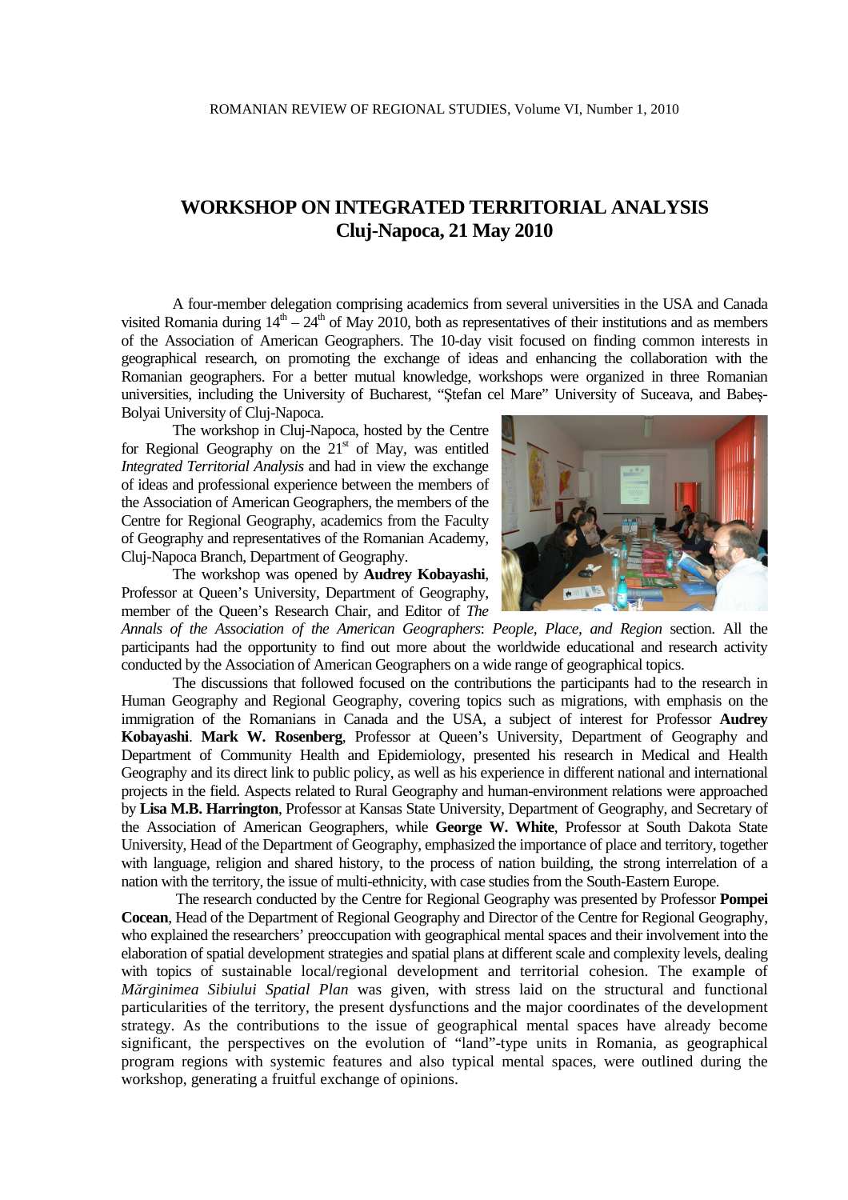# WORKSHOP ON INTEGRATED TERRITORIAL ANALYSIS
## Cluj-Napoca, 21 May 2010

A four-member delegation comprising academics from several universities in the USA and Canada visited Romania during 14th – 24th of May 2010, both as representatives of their institutions and as members of the Association of American Geographers. The 10-day visit focused on finding common interests in geographical research, on promoting the exchange of ideas and enhancing the collaboration with the Romanian geographers. For a better mutual knowledge, workshops were organized in three Romanian universities, including the University of Bucharest, "Ştefan cel Mare" University of Suceava, and Babeş-Bolyai University of Cluj-Napoca.

The workshop in Cluj-Napoca, hosted by the Centre for Regional Geography on the 21st of May, was entitled *Integrated Territorial Analysis* and had in view the exchange of ideas and professional experience between the members of the Association of American Geographers, the members of the Centre for Regional Geography, academics from the Faculty of Geography and representatives of the Romanian Academy, Cluj-Napoca Branch, Department of Geography.

The workshop was opened by **Audrey Kobayashi**, Professor at Queen's University, Department of Geography, member of the Queen's Research Chair, and Editor of *The Annals of the Association of the American Geographers*: *People, Place, and Region* section. All the participants had the opportunity to find out more about the worldwide educational and research activity conducted by the Association of American Geographers on a wide range of geographical topics.

The discussions that followed focused on the contributions the participants had to the research in Human Geography and Regional Geography, covering topics such as migrations, with emphasis on the immigration of the Romanians in Canada and the USA, a subject of interest for Professor **Audrey Kobayashi**. **Mark W. Rosenberg**, Professor at Queen's University, Department of Geography and Department of Community Health and Epidemiology, presented his research in Medical and Health Geography and its direct link to public policy, as well as his experience in different national and international projects in the field. Aspects related to Rural Geography and human-environment relations were approached by **Lisa M.B. Harrington**, Professor at Kansas State University, Department of Geography, and Secretary of the Association of American Geographers, while **George W. White**, Professor at South Dakota State University, Head of the Department of Geography, emphasized the importance of place and territory, together with language, religion and shared history, to the process of nation building, the strong interrelation of a nation with the territory, the issue of multi-ethnicity, with case studies from the South-Eastern Europe.

The research conducted by the Centre for Regional Geography was presented by Professor **Pompei Cocean**, Head of the Department of Regional Geography and Director of the Centre for Regional Geography, who explained the researchers' preoccupation with geographical mental spaces and their involvement into the elaboration of spatial development strategies and spatial plans at different scale and complexity levels, dealing with topics of sustainable local/regional development and territorial cohesion. The example of *Mărginimea Sibiului Spatial Plan* was given, with stress laid on the structural and functional particularities of the territory, the present dysfunctions and the major coordinates of the development strategy. As the contributions to the issue of geographical mental spaces have already become significant, the perspectives on the evolution of "land"-type units in Romania, as geographical program regions with systemic features and also typical mental spaces, were outlined during the workshop, generating a fruitful exchange of opinions.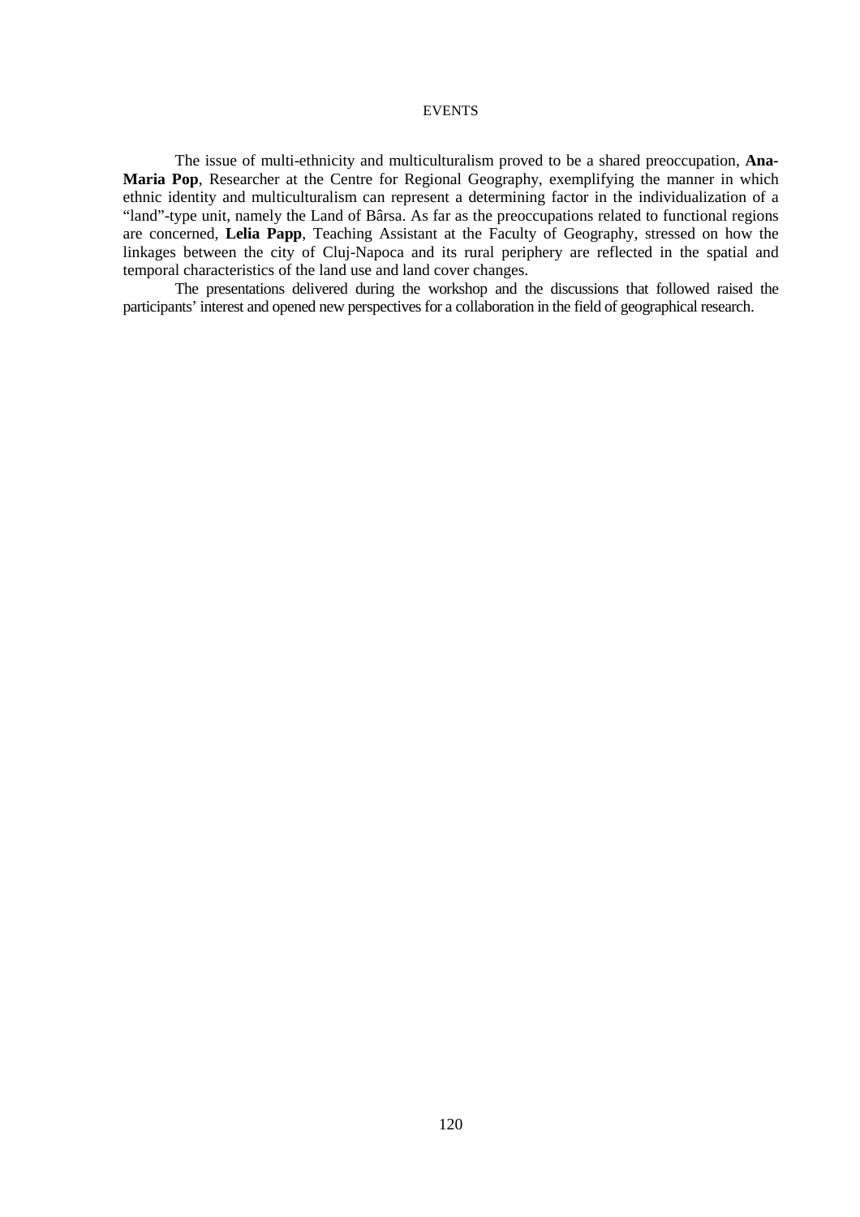The issue of multi-ethnicity and multiculturalism proved to be a shared preoccupation, **Ana-Maria Pop**, Researcher at the Centre for Regional Geography, exemplifying the manner in which ethnic identity and multiculturalism can represent a determining factor in the individualization of a "land"-type unit, namely the Land of Bârsa. As far as the preoccupations related to functional regions are concerned, **Lelia Papp**, Teaching Assistant at the Faculty of Geography, stressed on how the linkages between the city of Cluj-Napoca and its rural periphery are reflected in the spatial and temporal characteristics of the land use and land cover changes.

The presentations delivered during the workshop and the discussions that followed raised the participants' interest and opened new perspectives for a collaboration in the field of geographical research.